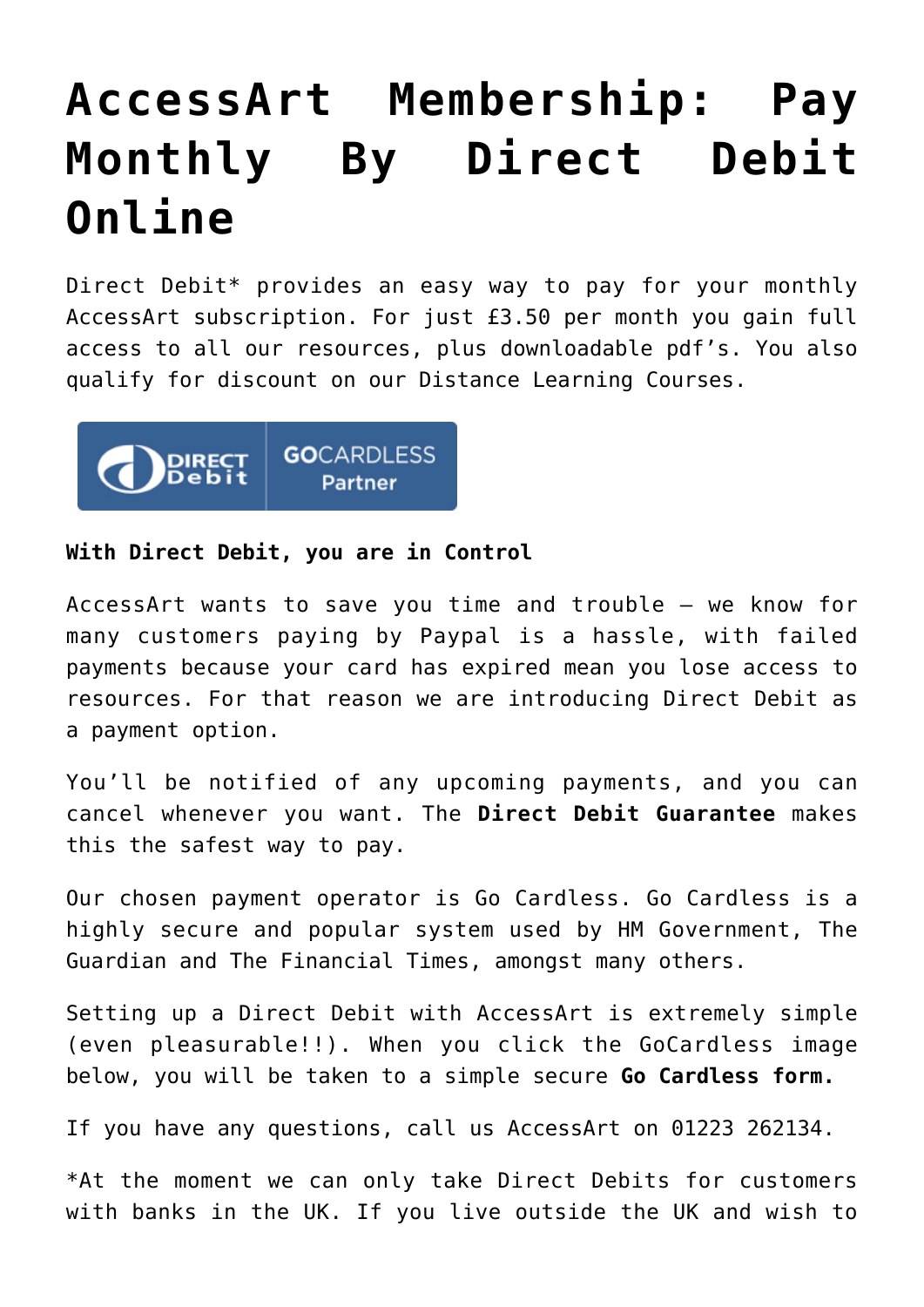# AccessArt Membership: Pay Monthly By Direct Debit Online

Direct Debit* provides an easy way to pay for your monthly AccessArt subscription. For just £3.50 per month you gain full access to all our resources, plus downloadable pdf's. You also qualify for discount on our Distance Learning Courses.

**With Direct Debit, you are in Control**

AccessArt wants to save you time and trouble – we know for many customers paying by Paypal is a hassle, with failed payments because your card has expired mean you lose access to resources. For that reason we are introducing Direct Debit as a payment option.

You'll be notified of any upcoming payments, and you can cancel whenever you want. The **Direct Debit Guarantee** makes this the safest way to pay.

Our chosen payment operator is Go Cardless. Go Cardless is a highly secure and popular system used by HM Government, The Guardian and The Financial Times, amongst many others.

Setting up a Direct Debit with AccessArt is extremely simple (even pleasurable!!). When you click the GoCardless image below, you will be taken to a simple secure **Go Cardless form.**

If you have any questions, call us AccessArt on 01223 262134.

*At the moment we can only take Direct Debits for customers with banks in the UK. If you live outside the UK and wish to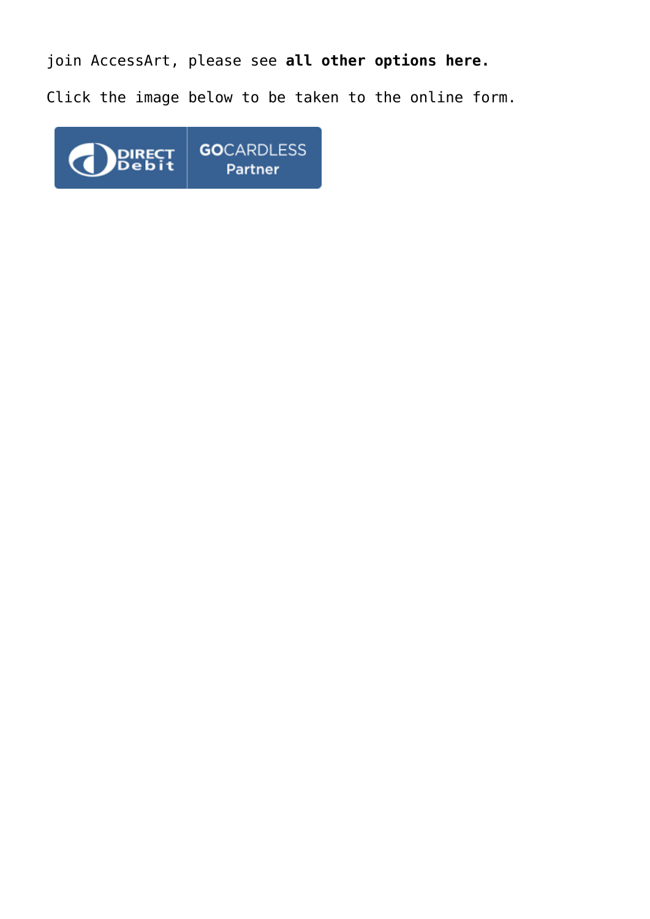join AccessArt, please see **all other options here.**

Click the image below to be taken to the online form.

DIRECT Debit GOCARDLESS Partner